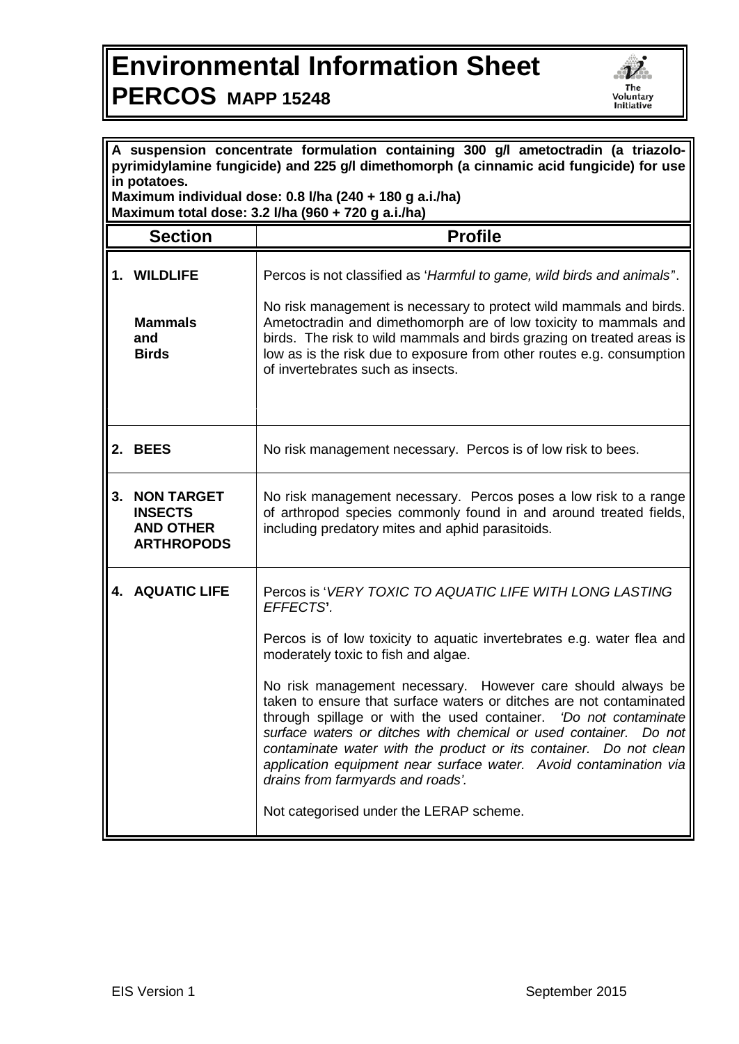# Environmental Information Sheet
## PERCOS MAPP 15248

**A suspension concentrate formulation containing 300 g/l ametoctradin (a triazolo-pyrimidylamine fungicide) and 225 g/l dimethomorph (a cinnamic acid fungicide) for use in potatoes.**
**Maximum individual dose: 0.8 l/ha (240 + 180 g a.i./ha)**
**Maximum total dose: 3.2 l/ha (960 + 720 g a.i./ha)**

| Section | Profile |
|---|---|
| **1. WILDLIFE**<br><br>**Mammals and Birds** | Percos is not classified as '*Harmful to game, wild birds and animals*'.<br><br>No risk management is necessary to protect wild mammals and birds. Ametoctradin and dimethomorph are of low toxicity to mammals and birds. The risk to wild mammals and birds grazing on treated areas is low as is the risk due to exposure from other routes e.g. consumption of invertebrates such as insects. |
| **2. BEES** | No risk management necessary. Percos is of low risk to bees. |
| **3. NON TARGET INSECTS AND OTHER ARTHROPODS** | No risk management necessary. Percos poses a low risk to a range of arthropod species commonly found in and around treated fields, including predatory mites and aphid parasitoids. |
| **4. AQUATIC LIFE** | Percos is '*VERY TOXIC TO AQUATIC LIFE WITH LONG LASTING EFFECTS*'.<br><br>Percos is of low toxicity to aquatic invertebrates e.g. water flea and moderately toxic to fish and algae.<br><br>No risk management necessary. However care should always be taken to ensure that surface waters or ditches are not contaminated through spillage or with the used container. *'Do not contaminate surface waters or ditches with chemical or used container. Do not contaminate water with the product or its container. Do not clean application equipment near surface water. Avoid contamination via drains from farmyards and roads'.*<br><br>Not categorised under the LERAP scheme. |

EIS Version 1 September 2015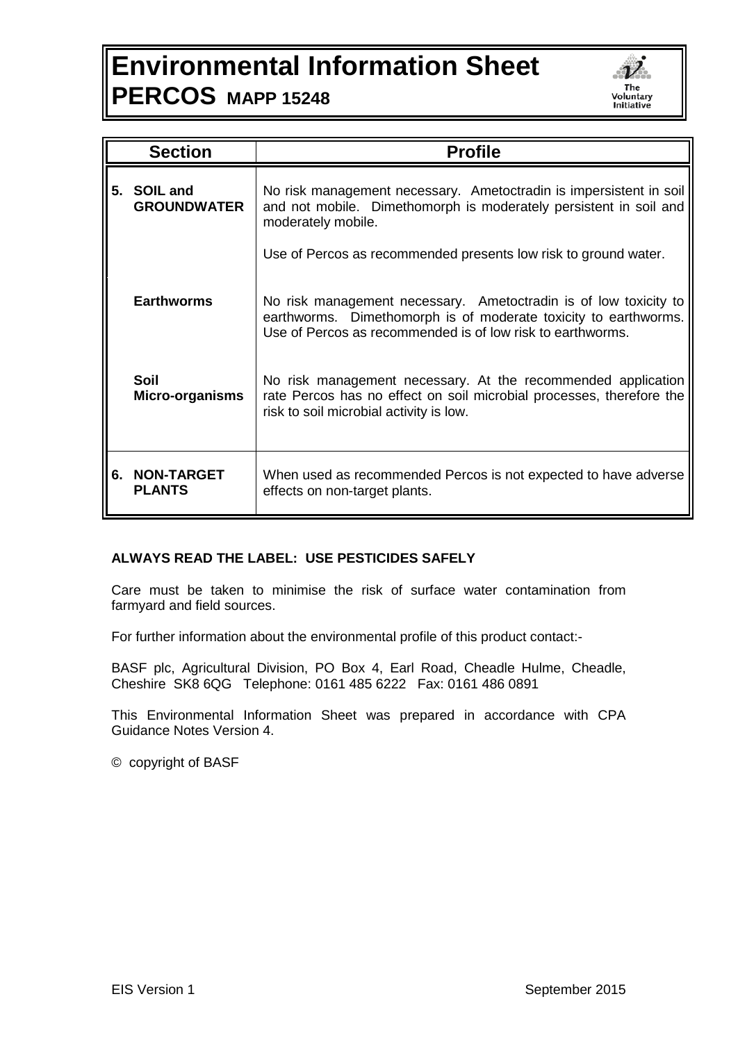# Environmental Information Sheet
## PERCOS MAPP 15248

| Section | Profile |
|---|---|
| **5. SOIL and GROUNDWATER** | No risk management necessary. Ametoctradin is impersistent in soil and not mobile. Dimethomorph is moderately persistent in soil and moderately mobile.<br><br>Use of Percos as recommended presents low risk to ground water. |
| **Earthworms** | No risk management necessary. Ametoctradin is of low toxicity to earthworms. Dimethomorph is of moderate toxicity to earthworms. Use of Percos as recommended is of low risk to earthworms. |
| **Soil Micro-organisms** | No risk management necessary. At the recommended application rate Percos has no effect on soil microbial processes, therefore the risk to soil microbial activity is low. |
| **6. NON-TARGET PLANTS** | When used as recommended Percos is not expected to have adverse effects on non-target plants. |

**ALWAYS READ THE LABEL: USE PESTICIDES SAFELY**

Care must be taken to minimise the risk of surface water contamination from farmyard and field sources.

For further information about the environmental profile of this product contact:-

BASF plc, Agricultural Division, PO Box 4, Earl Road, Cheadle Hulme, Cheadle, Cheshire SK8 6QG Telephone: 0161 485 6222 Fax: 0161 486 0891

This Environmental Information Sheet was prepared in accordance with CPA Guidance Notes Version 4.

© copyright of BASF

EIS Version 1 September 2015